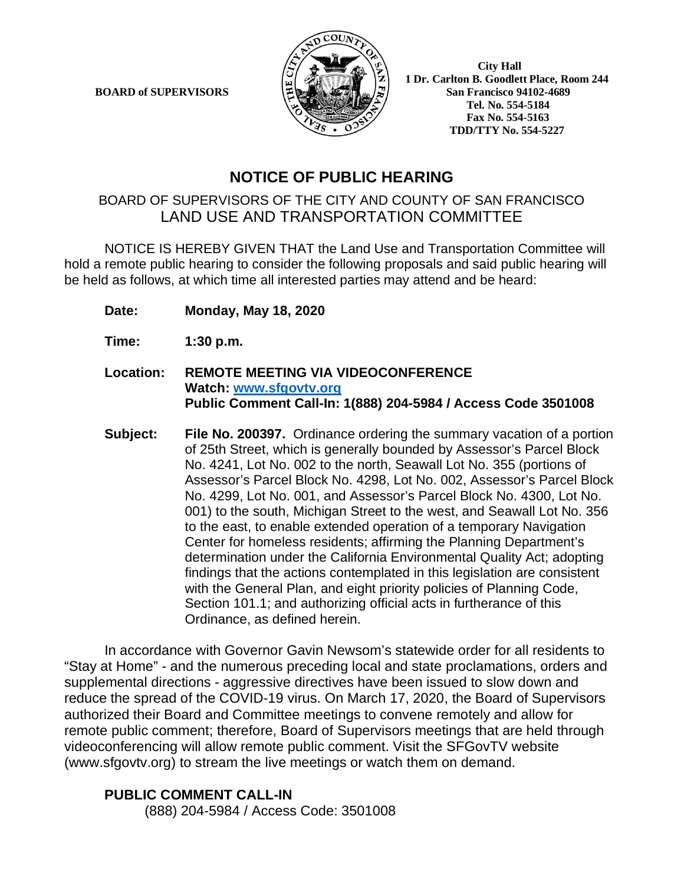**BOARD of SUPERVISORS**

**City Hall**
**1 Dr. Carlton B. Goodlett Place, Room 244**
**San Francisco 94102-4689**
**Tel. No. 554-5184**
**Fax No. 554-5163**
**TDD/TTY No. 554-5227**

# NOTICE OF PUBLIC HEARING

## BOARD OF SUPERVISORS OF THE CITY AND COUNTY OF SAN FRANCISCO
## LAND USE AND TRANSPORTATION COMMITTEE

NOTICE IS HEREBY GIVEN THAT the Land Use and Transportation Committee will hold a remote public hearing to consider the following proposals and said public hearing will be held as follows, at which time all interested parties may attend and be heard:

**Date:** **Monday, May 18, 2020**

**Time:** **1:30 p.m.**

**Location:** **REMOTE MEETING VIA VIDEOCONFERENCE**
**Watch: [www.sfgovtv.org](http://www.sfgovtv.org)**
**Public Comment Call-In: 1(888) 204-5984 / Access Code 3501008**

**Subject:** **File No. 200397.** Ordinance ordering the summary vacation of a portion of 25th Street, which is generally bounded by Assessor's Parcel Block No. 4241, Lot No. 002 to the north, Seawall Lot No. 355 (portions of Assessor's Parcel Block No. 4298, Lot No. 002, Assessor's Parcel Block No. 4299, Lot No. 001, and Assessor's Parcel Block No. 4300, Lot No. 001) to the south, Michigan Street to the west, and Seawall Lot No. 356 to the east, to enable extended operation of a temporary Navigation Center for homeless residents; affirming the Planning Department's determination under the California Environmental Quality Act; adopting findings that the actions contemplated in this legislation are consistent with the General Plan, and eight priority policies of Planning Code, Section 101.1; and authorizing official acts in furtherance of this Ordinance, as defined herein.

In accordance with Governor Gavin Newsom's statewide order for all residents to "Stay at Home" - and the numerous preceding local and state proclamations, orders and supplemental directions - aggressive directives have been issued to slow down and reduce the spread of the COVID-19 virus. On March 17, 2020, the Board of Supervisors authorized their Board and Committee meetings to convene remotely and allow for remote public comment; therefore, Board of Supervisors meetings that are held through videoconferencing will allow remote public comment. Visit the SFGovTV website (www.sfgovtv.org) to stream the live meetings or watch them on demand.

**PUBLIC COMMENT CALL-IN**

(888) 204-5984 / Access Code: 3501008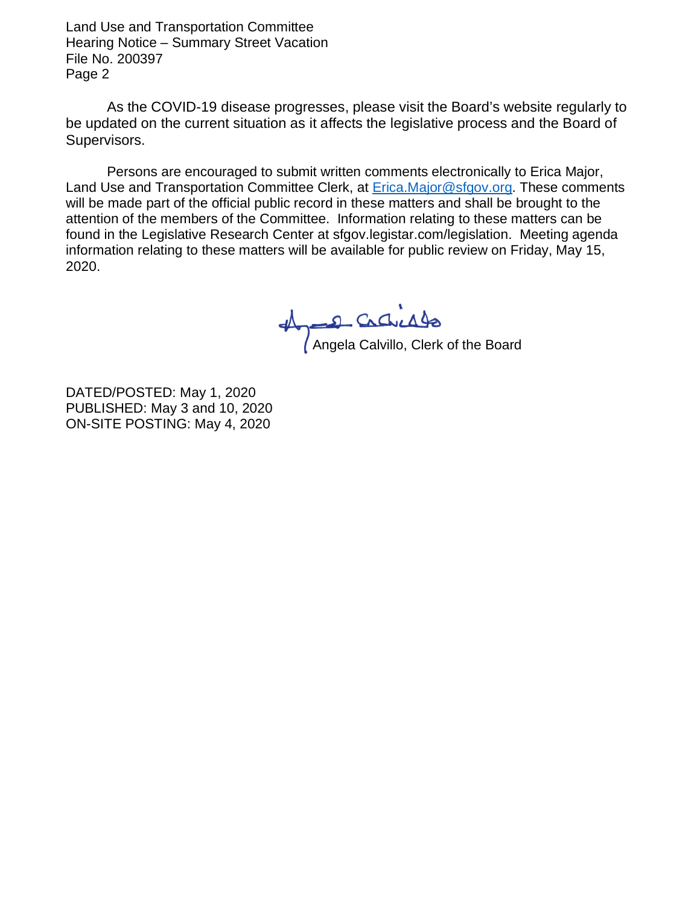As the COVID-19 disease progresses, please visit the Board's website regularly to be updated on the current situation as it affects the legislative process and the Board of Supervisors.

Persons are encouraged to submit written comments electronically to Erica Major, Land Use and Transportation Committee Clerk, at [Erica.Major@sfgov.org](mailto:Erica.Major@sfgov.org). These comments will be made part of the official public record in these matters and shall be brought to the attention of the members of the Committee. Information relating to these matters can be found in the Legislative Research Center at sfgov.legistar.com/legislation. Meeting agenda information relating to these matters will be available for public review on Friday, May 15, 2020.

Angela Calvillo, Clerk of the Board

DATED/POSTED: May 1, 2020
PUBLISHED: May 3 and 10, 2020
ON-SITE POSTING: May 4, 2020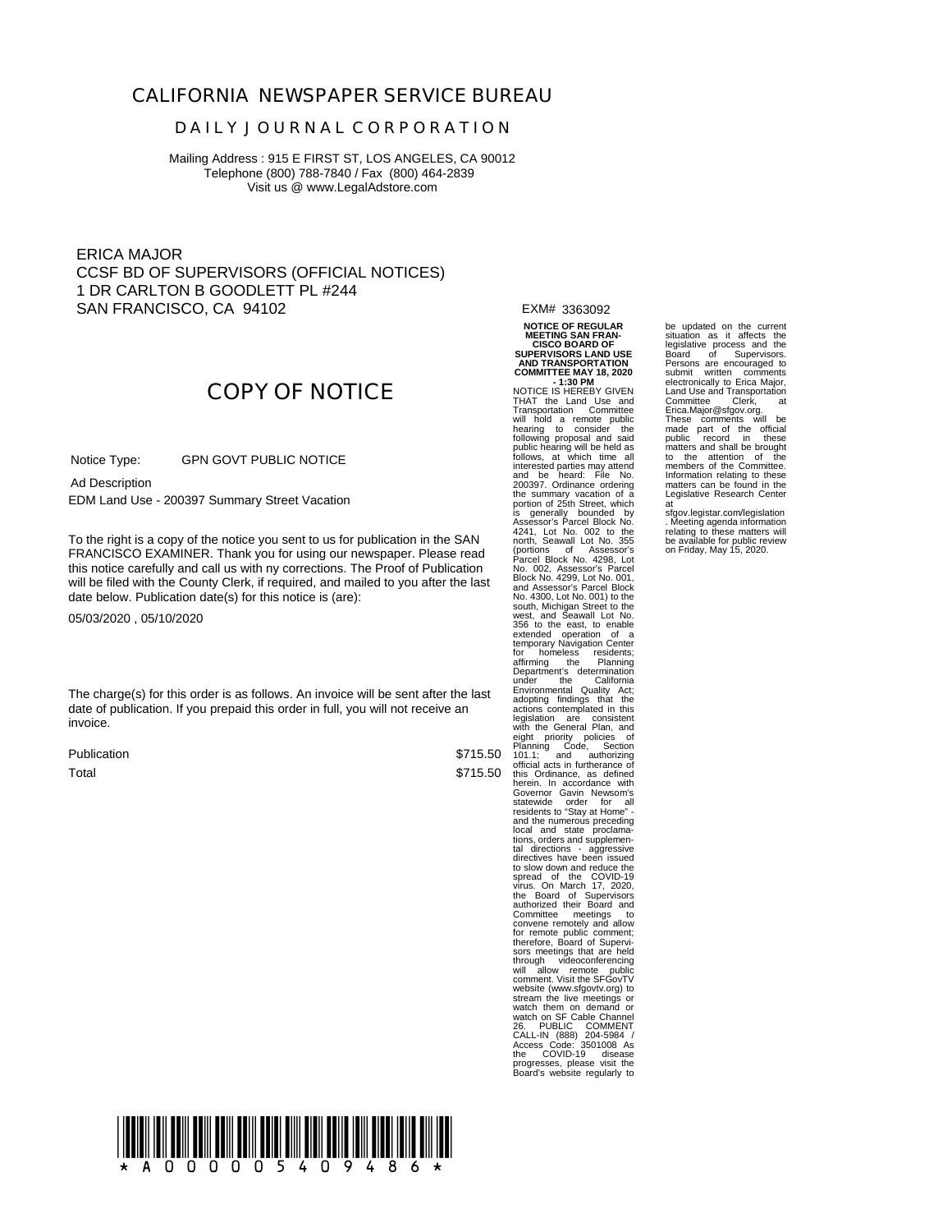# CALIFORNIA NEWSPAPER SERVICE BUREAU

## DAILY JOURNAL CORPORATION

Mailing Address : 915 E FIRST ST, LOS ANGELES, CA 90012
Telephone (800) 788-7840 / Fax (800) 464-2839
Visit us @ www.LegalAdstore.com

ERICA MAJOR
CCSF BD OF SUPERVISORS (OFFICIAL NOTICES)
1 DR CARLTON B GOODLETT PL #244
SAN FRANCISCO, CA 94102

## COPY OF NOTICE

Notice Type: GPN GOVT PUBLIC NOTICE

Ad Description

EDM Land Use - 200397 Summary Street Vacation

To the right is a copy of the notice you sent to us for publication in the SAN FRANCISCO EXAMINER. Thank you for using our newspaper. Please read this notice carefully and call us with ny corrections. The Proof of Publication will be filed with the County Clerk, if required, and mailed to you after the last date below. Publication date(s) for this notice is (are):

05/03/2020 , 05/10/2020

The charge(s) for this order is as follows. An invoice will be sent after the last date of publication. If you prepaid this order in full, you will not receive an invoice.

| | |
|---|---|
| Publication | $715.50 |
| Total | $715.50 |

EXM# 3363092

**NOTICE OF REGULAR MEETING SAN FRANCISCO BOARD OF SUPERVISORS LAND USE AND TRANSPORTATION COMMITTEE MAY 18, 2020 - 1:30 PM**

NOTICE IS HEREBY GIVEN THAT the Land Use and Transportation Committee will hold a remote public hearing to consider the following proposal and said public hearing will be held as follows, at which time all interested parties may attend and be heard: File No. 200397. Ordinance ordering the summary vacation of a portion of 25th Street, which is generally bounded by Assessor's Parcel Block No. 4241, Lot No. 002 to the north, Seawall Lot No. 355 (portions of Assessor's Parcel Block No. 4298, Lot No. 002, Assessor's Parcel Block No. 4299, Lot No. 001, and Assessor's Parcel Block No. 4300, Lot No. 001) to the south, Michigan Street to the west, and Seawall Lot No. 356 to the east, to enable extended operation of a temporary Navigation Center for homeless residents; affirming the Planning Department's determination under the California Environmental Quality Act; adopting findings that the actions contemplated in this legislation are consistent with the General Plan, and eight priority policies of Planning Code, Section 101.1; and authorizing official acts in furtherance of this Ordinance, as defined herein. In accordance with Governor Gavin Newsom's statewide order for all residents to "Stay at Home" - and the numerous preceding local and state proclamations, orders and supplemental directions - aggressive directives have been issued to slow down and reduce the spread of the COVID-19 virus. On March 17, 2020, the Board of Supervisors authorized their Board and Committee meetings to convene remotely and allow for remote public comment; therefore, Board of Supervisors meetings that are held through videoconferencing will allow remote public comment. Visit the SFGovTV website (www.sfgovtv.org) to stream the live meetings or watch them on demand or watch on SF Cable Channel 26. PUBLIC COMMENT CALL-IN (888) 204-5984 / Access Code: 3501008 As the COVID-19 disease progresses, please visit the Board's website regularly to be updated on the current situation as it affects the legislative process and the Board of Supervisors. Persons are encouraged to submit written comments electronically to Erica Major, Land Use and Transportation Committee Clerk, at Erica.Major@sfgov.org. These comments will be made part of the official public record in these matters and shall be brought to the attention of the members of the Committee. Information relating to these matters can be found in the Legislative Research Center at sfgov.legistar.com/legislation. Meeting agenda information relating to these matters will be available for public review on Friday, May 15, 2020.

\* A 0 0 0 0 0 5 4 0 9 4 8 6 \*